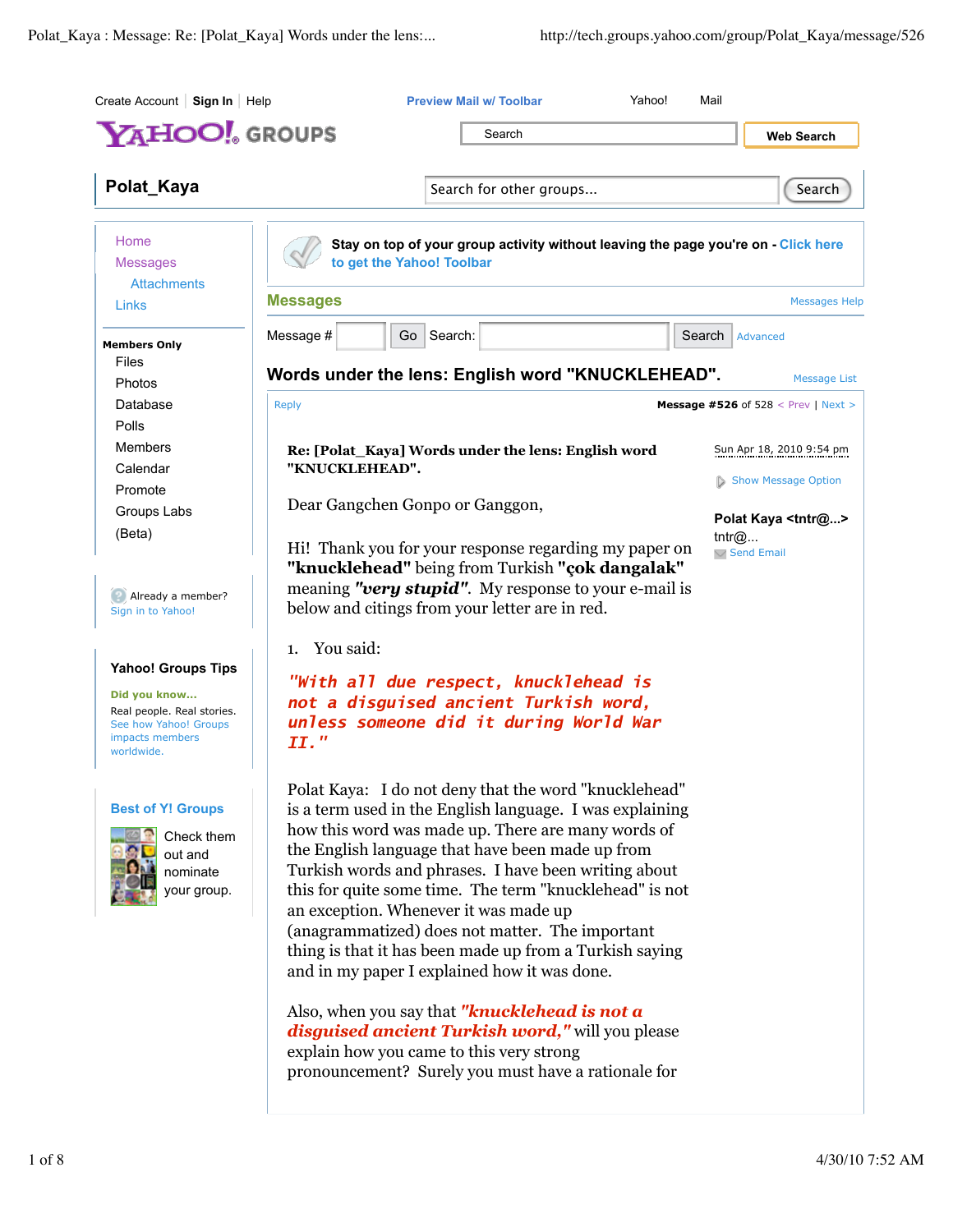# Words under the lens: English word "KNUCKLEHEAD".

**Re: [Polat_Kaya] Words under the lens: English word "KNUCKLEHEAD".**

Sun Apr 18, 2010 9:54 pm

Polat Kaya <tntr@...>
tntr@...

Dear Gangchen Gonpo or Ganggon,

Hi! Thank you for your response regarding my paper on **"knucklehead"** being from Turkish **"çok dangalak"** meaning ***"very stupid"***. My response to your e-mail is below and citings from your letter are in red.

1. You said:

***"With all due respect, knucklehead is not a disguised ancient Turkish word, unless someone did it during World War II."***

Polat Kaya: I do not deny that the word "knucklehead" is a term used in the English language. I was explaining how this word was made up. There are many words of the English language that have been made up from Turkish words and phrases. I have been writing about this for quite some time. The term "knucklehead" is not an exception. Whenever it was made up (anagrammatized) does not matter. The important thing is that it has been made up from a Turkish saying and in my paper I explained how it was done.

Also, when you say that ***"knucklehead is not a disguised ancient Turkish word,"*** will you please explain how you came to this very strong pronouncement? Surely you must have a rationale for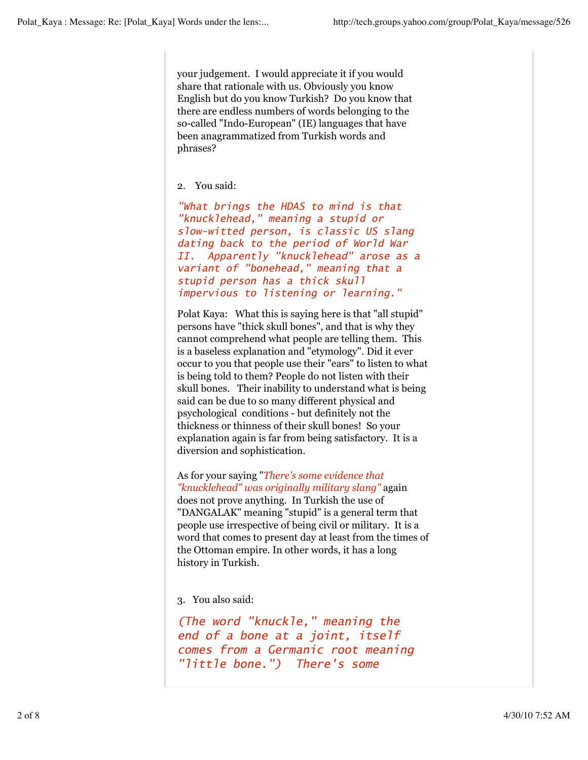your judgement. I would appreciate it if you would share that rationale with us. Obviously you know English but do you know Turkish? Do you know that there are endless numbers of words belonging to the so-called "Indo-European" (IE) languages that have been anagrammatized from Turkish words and phrases?

2. You said:

*"What brings the HDAS to mind is that "knucklehead," meaning a stupid or slow-witted person, is classic US slang dating back to the period of World War II. Apparently "knucklehead" arose as a variant of "bonehead," meaning that a stupid person has a thick skull impervious to listening or learning."*

Polat Kaya: What this is saying here is that "all stupid" persons have "thick skull bones", and that is why they cannot comprehend what people are telling them. This is a baseless explanation and "etymology". Did it ever occur to you that people use their "ears" to listen to what is being told to them? People do not listen with their skull bones. Their inability to understand what is being said can be due to so many different physical and psychological conditions - but definitely not the thickness or thinness of their skull bones! So your explanation again is far from being satisfactory. It is a diversion and sophistication.

As for your saying "*There's some evidence that "knucklehead" was originally military slang*" again does not prove anything. In Turkish the use of "DANGALAK" meaning "stupid" is a general term that people use irrespective of being civil or military. It is a word that comes to present day at least from the times of the Ottoman empire. In other words, it has a long history in Turkish.

3. You also said:

*(The word "knuckle," meaning the end of a bone at a joint, itself comes from a Germanic root meaning "little bone.") There's some*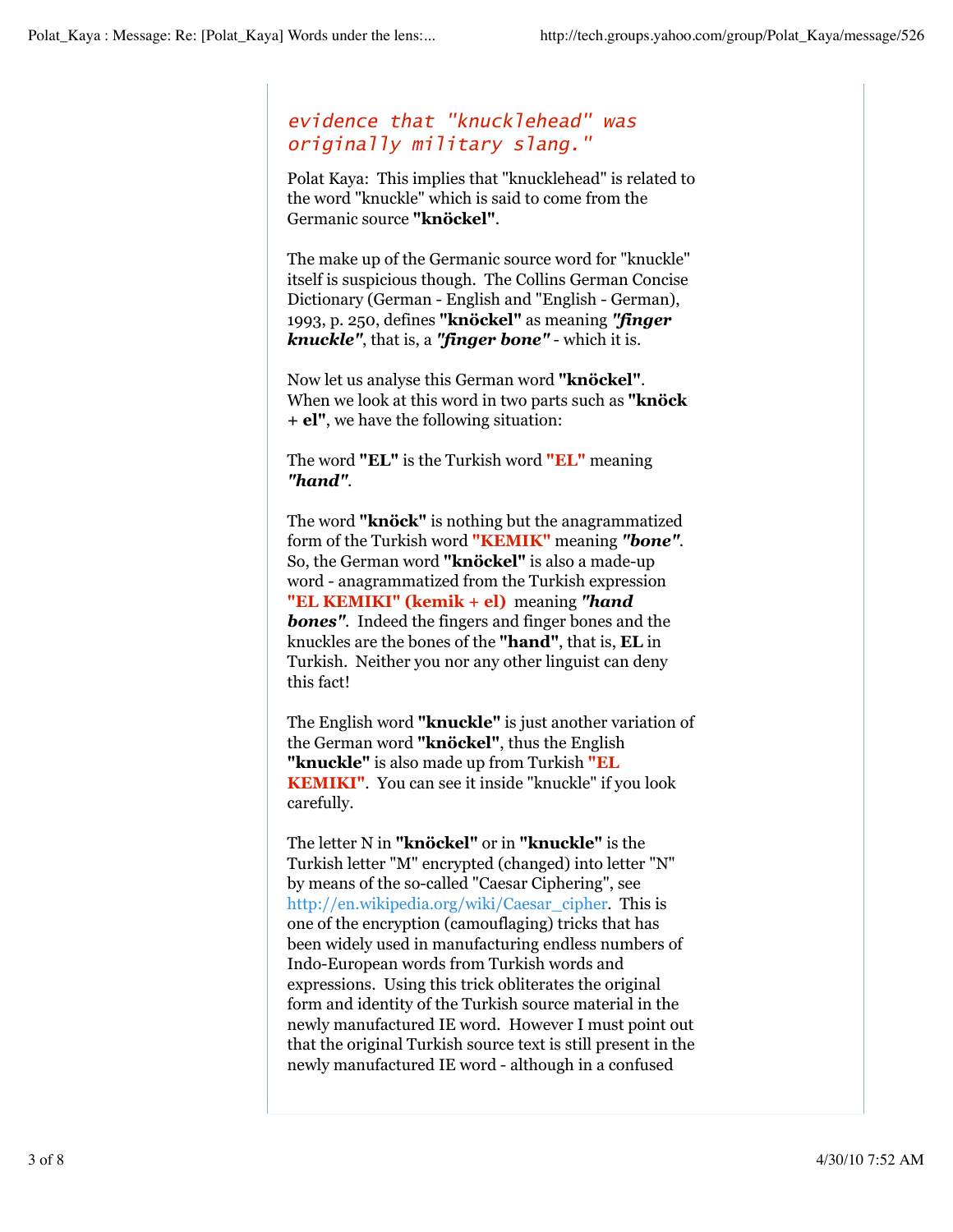*evidence that "knucklehead" was originally military slang."*

Polat Kaya: This implies that "knucklehead" is related to the word "knuckle" which is said to come from the Germanic source **"knöckel"**.

The make up of the Germanic source word for "knuckle" itself is suspicious though. The Collins German Concise Dictionary (German - English and "English - German), 1993, p. 250, defines **"knöckel"** as meaning ***"finger knuckle"***, that is, a ***"finger bone"*** - which it is.

Now let us analyse this German word **"knöckel"**. When we look at this word in two parts such as **"knöck + el"**, we have the following situation:

The word **"EL"** is the Turkish word **"EL"** meaning ***"hand"***.

The word **"knöck"** is nothing but the anagrammatized form of the Turkish word **"KEMIK"** meaning ***"bone"***. So, the German word **"knöckel"** is also a made-up word - anagrammatized from the Turkish expression **"EL KEMIKI" (kemik + el)** meaning ***"hand bones"***. Indeed the fingers and finger bones and the knuckles are the bones of the **"hand"**, that is, **EL** in Turkish. Neither you nor any other linguist can deny this fact!

The English word **"knuckle"** is just another variation of the German word **"knöckel"**, thus the English **"knuckle"** is also made up from Turkish **"EL KEMIKI"**. You can see it inside "knuckle" if you look carefully.

The letter N in **"knöckel"** or in **"knuckle"** is the Turkish letter "M" encrypted (changed) into letter "N" by means of the so-called "Caesar Ciphering", see http://en.wikipedia.org/wiki/Caesar_cipher. This is one of the encryption (camouflaging) tricks that has been widely used in manufacturing endless numbers of Indo-European words from Turkish words and expressions. Using this trick obliterates the original form and identity of the Turkish source material in the newly manufactured IE word. However I must point out that the original Turkish source text is still present in the newly manufactured IE word - although in a confused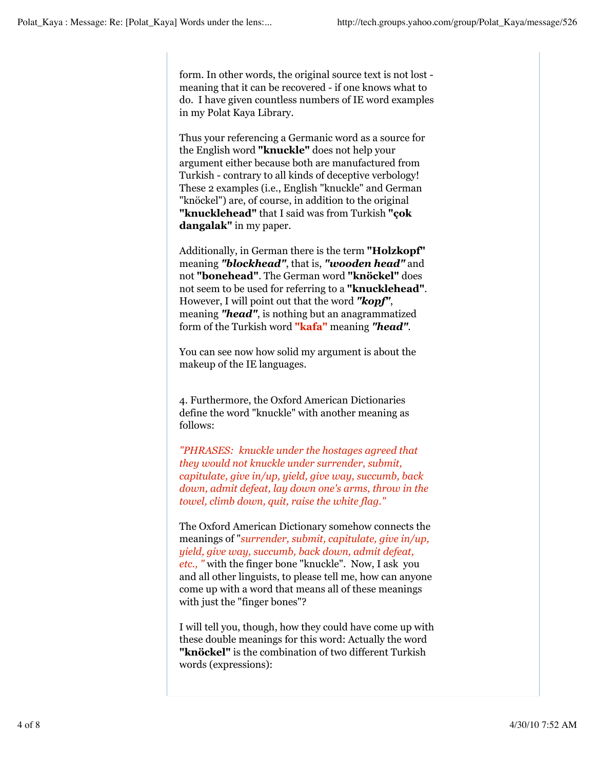form. In other words, the original source text is not lost - meaning that it can be recovered - if one knows what to do. I have given countless numbers of IE word examples in my Polat Kaya Library.

Thus your referencing a Germanic word as a source for the English word **"knuckle"** does not help your argument either because both are manufactured from Turkish - contrary to all kinds of deceptive verbology! These 2 examples (i.e., English "knuckle" and German "knöckel") are, of course, in addition to the original **"knucklehead"** that I said was from Turkish **"çok dangalak"** in my paper.

Additionally, in German there is the term **"Holzkopf"** meaning ***"blockhead"***, that is, ***"wooden head"*** and not **"bonehead"**. The German word **"knöckel"** does not seem to be used for referring to a **"knucklehead"**. However, I will point out that the word ***"kopf"***, meaning ***"head"***, is nothing but an anagrammatized form of the Turkish word **"kafa"** meaning ***"head"***.

You can see now how solid my argument is about the makeup of the IE languages.

4. Furthermore, the Oxford American Dictionaries define the word "knuckle" with another meaning as follows:

*"PHRASES: knuckle under the hostages agreed that they would not knuckle under surrender, submit, capitulate, give in/up, yield, give way, succumb, back down, admit defeat, lay down one's arms, throw in the towel, climb down, quit, raise the white flag."*

The Oxford American Dictionary somehow connects the meanings of "*surrender, submit, capitulate, give in/up, yield, give way, succumb, back down, admit defeat, etc., "* with the finger bone "knuckle". Now, I ask you and all other linguists, to please tell me, how can anyone come up with a word that means all of these meanings with just the "finger bones"?

I will tell you, though, how they could have come up with these double meanings for this word: Actually the word **"knöckel"** is the combination of two different Turkish words (expressions):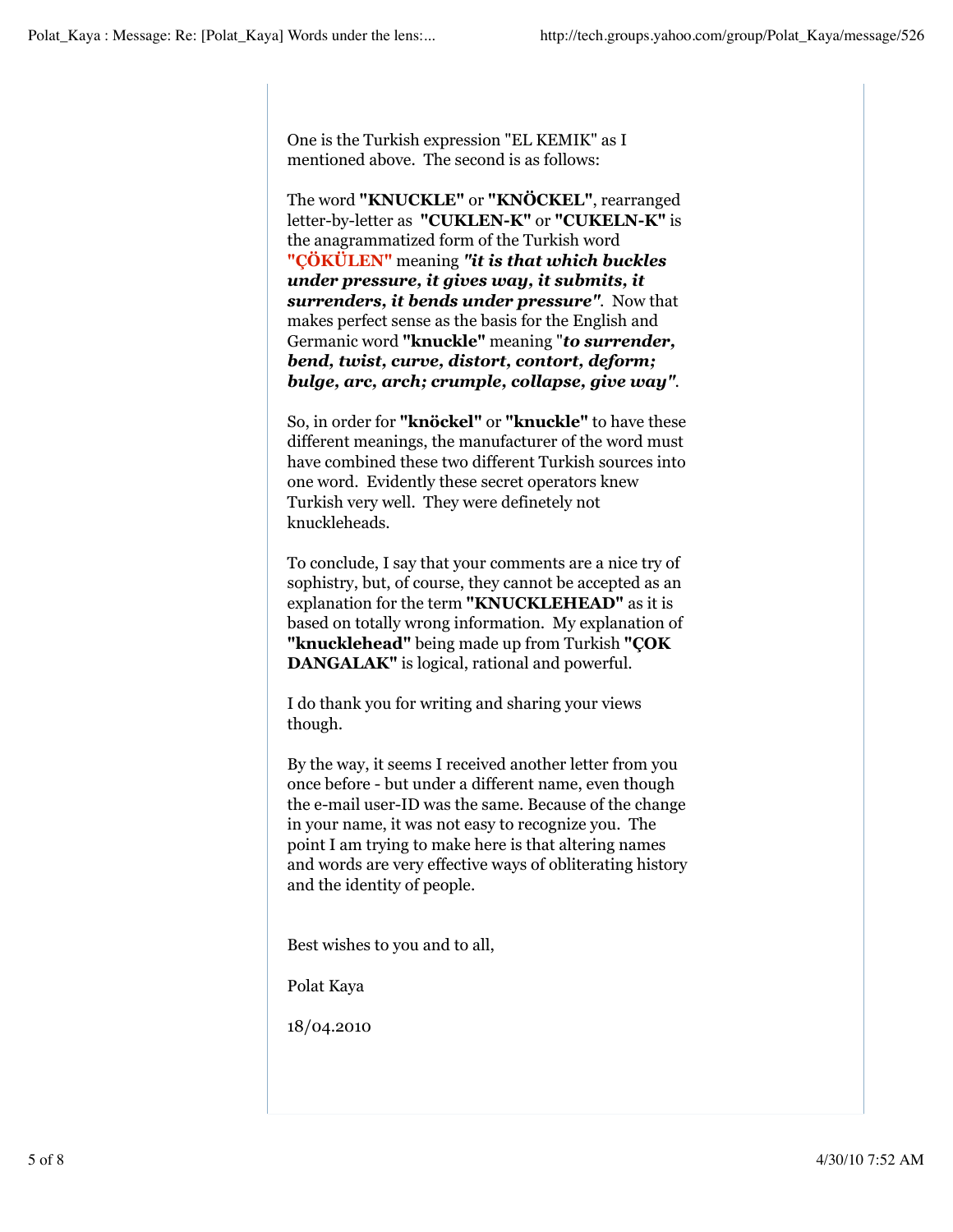One is the Turkish expression "EL KEMIK" as I mentioned above. The second is as follows:

The word **"KNUCKLE"** or **"KNÖCKEL"**, rearranged letter-by-letter as **"CUKLEN-K"** or **"CUKELN-K"** is the anagrammatized form of the Turkish word **"ÇÖKÜLEN"** meaning ***"it is that which buckles under pressure, it gives way, it submits, it surrenders, it bends under pressure"***. Now that makes perfect sense as the basis for the English and Germanic word **"knuckle"** meaning "***to surrender, bend, twist, curve, distort, contort, deform; bulge, arc, arch; crumple, collapse, give way"***.

So, in order for **"knöckel"** or **"knuckle"** to have these different meanings, the manufacturer of the word must have combined these two different Turkish sources into one word. Evidently these secret operators knew Turkish very well. They were definetely not knuckleheads.

To conclude, I say that your comments are a nice try of sophistry, but, of course, they cannot be accepted as an explanation for the term **"KNUCKLEHEAD"** as it is based on totally wrong information. My explanation of **"knucklehead"** being made up from Turkish **"ÇOK DANGALAK"** is logical, rational and powerful.

I do thank you for writing and sharing your views though.

By the way, it seems I received another letter from you once before - but under a different name, even though the e-mail user-ID was the same. Because of the change in your name, it was not easy to recognize you. The point I am trying to make here is that altering names and words are very effective ways of obliterating history and the identity of people.

Best wishes to you and to all,

Polat Kaya

18/04.2010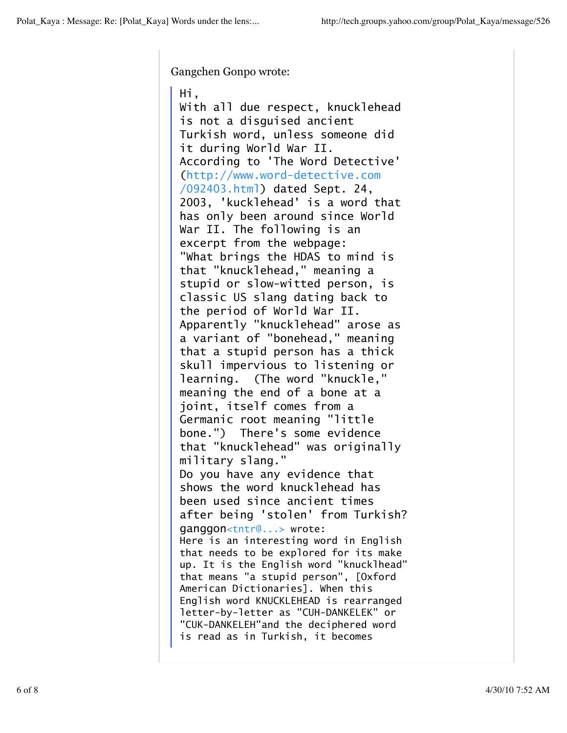Gangchen Gonpo wrote:

> Hi,
> With all due respect, knucklehead is not a disguised ancient Turkish word, unless someone did it during World War II.
> According to 'The Word Detective' (http://www.word-detective.com/092403.html) dated Sept. 24, 2003, 'kucklehead' is a word that has only been around since World War II. The following is an excerpt from the webpage:
> "What brings the HDAS to mind is that "knucklehead," meaning a stupid or slow-witted person, is classic US slang dating back to the period of World War II. Apparently "knucklehead" arose as a variant of "bonehead," meaning that a stupid person has a thick skull impervious to listening or learning. (The word "knuckle," meaning the end of a bone at a joint, itself comes from a Germanic root meaning "little bone.") There's some evidence that "knucklehead" was originally military slang."
> Do you have any evidence that shows the word knucklehead has been used since ancient times after being 'stolen' from Turkish?
> ganggon<tntr@...> wrote:
> Here is an interesting word in English that needs to be explored for its make up. It is the English word "knucklhead" that means "a stupid person", [Oxford American Dictionaries]. When this English word KNUCKLEHEAD is rearranged letter-by-letter as "CUH-DANKELEK" or "CUK-DANKELEH"and the deciphered word is read as in Turkish, it becomes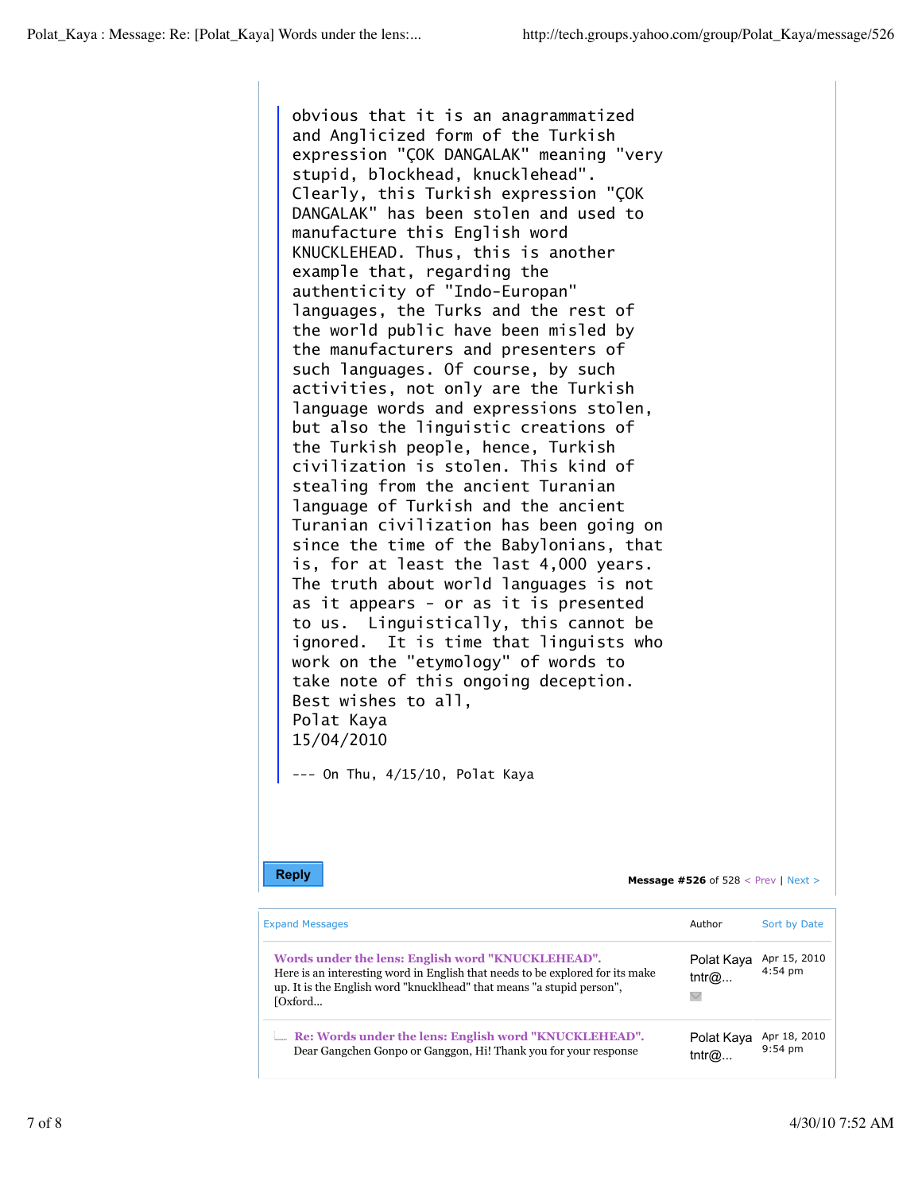> obvious that it is an anagrammatized and Anglicized form of the Turkish expression "ÇOK DANGALAK" meaning "very stupid, blockhead, knucklehead". Clearly, this Turkish expression "ÇOK DANGALAK" has been stolen and used to manufacture this English word KNUCKLEHEAD. Thus, this is another example that, regarding the authenticity of "Indo-Europan" languages, the Turks and the rest of the world public have been misled by the manufacturers and presenters of such languages. Of course, by such activities, not only are the Turkish language words and expressions stolen, but also the linguistic creations of the Turkish people, hence, Turkish civilization is stolen. This kind of stealing from the ancient Turanian language of Turkish and the ancient Turanian civilization has been going on since the time of the Babylonians, that is, for at least the last 4,000 years. The truth about world languages is not as it appears - or as it is presented to us. Linguistically, this cannot be ignored. It is time that linguists who work on the "etymology" of words to take note of this ongoing deception.
> Best wishes to all,
> Polat Kaya
> 15/04/2010
>
> --- On Thu, 4/15/10, Polat Kaya

Reply

**Message #526** of 528 < Prev | Next >

| Expand Messages | Author | Sort by Date |
| --- | --- | --- |
| **Words under the lens: English word "KNUCKLEHEAD".** Here is an interesting word in English that needs to be explored for its make up. It is the English word "knucklhead" that means "a stupid person", [Oxford... | Polat Kaya tntr@... | Apr 15, 2010 4:54 pm |
| **Re: Words under the lens: English word "KNUCKLEHEAD".** Dear Gangchen Gonpo or Ganggon, Hi! Thank you for your response | Polat Kaya tntr@... | Apr 18, 2010 9:54 pm |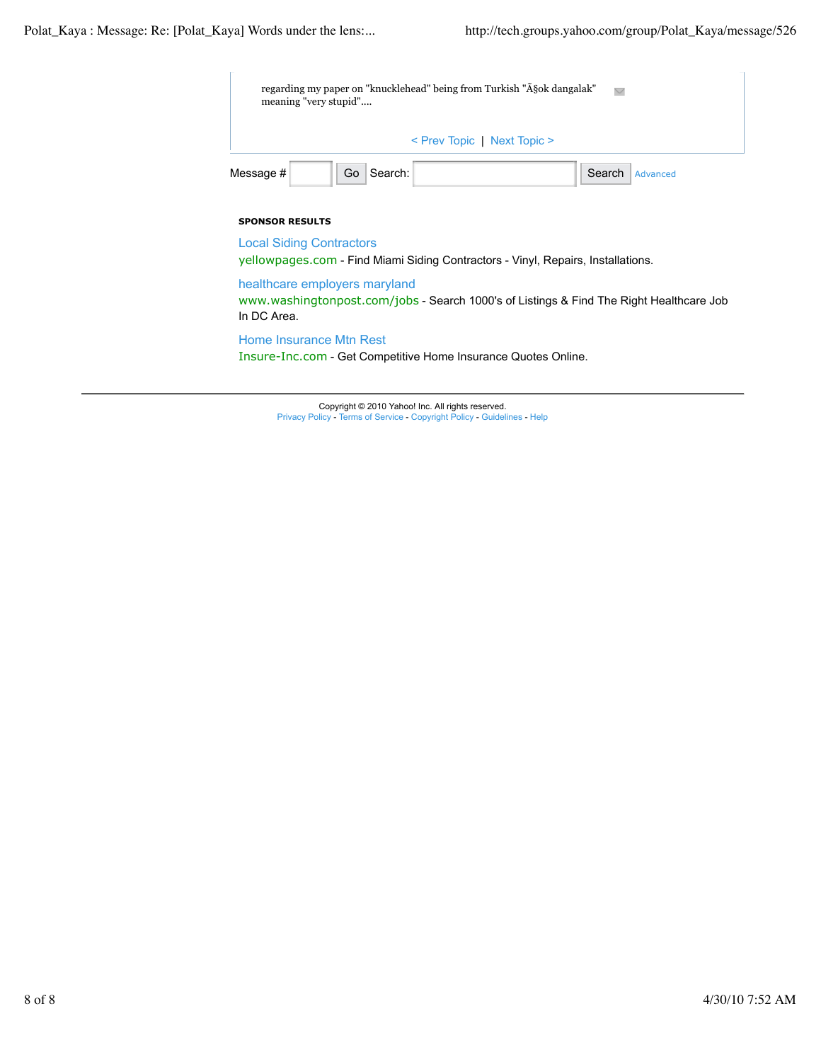regarding my paper on "knucklehead" being from Turkish "Ã§ok dangalak" meaning "very stupid"....

< Prev Topic | Next Topic >

Message # Go Search: Search Advanced

**SPONSOR RESULTS**

Local Siding Contractors
yellowpages.com - Find Miami Siding Contractors - Vinyl, Repairs, Installations.

healthcare employers maryland
www.washingtonpost.com/jobs - Search 1000's of Listings & Find The Right Healthcare Job In DC Area.

Home Insurance Mtn Rest
Insure-Inc.com - Get Competitive Home Insurance Quotes Online.

---

Copyright © 2010 Yahoo! Inc. All rights reserved.
Privacy Policy - Terms of Service - Copyright Policy - Guidelines - Help